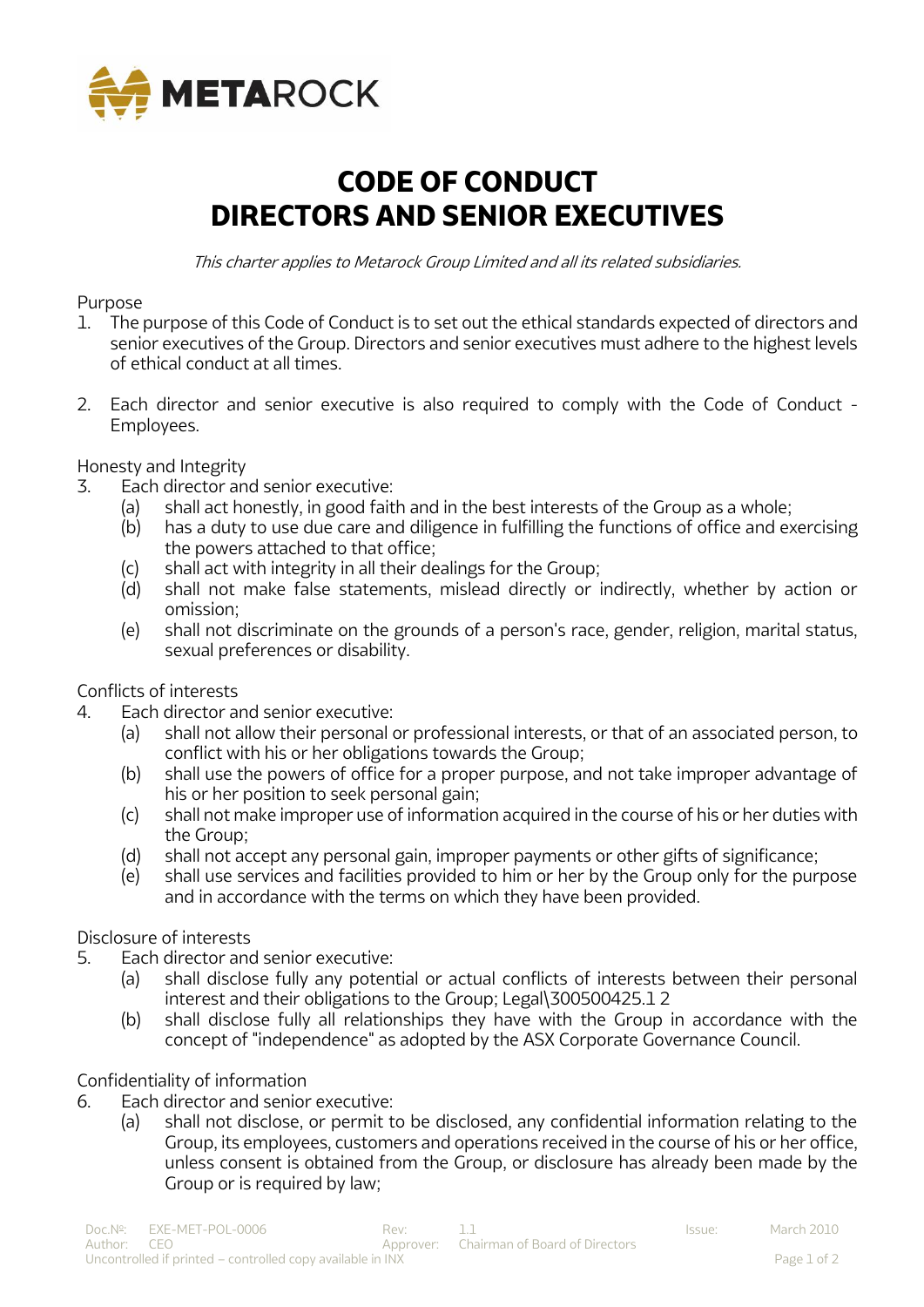# CODE OF CONDUCT
# DIRECTORS AND SENIOR EXECUTIVES

*This charter applies to Metarock Group Limited and all its related subsidiaries.*

## Purpose

1. The purpose of this Code of Conduct is to set out the ethical standards expected of directors and senior executives of the Group. Directors and senior executives must adhere to the highest levels of ethical conduct at all times.

2. Each director and senior executive is also required to comply with the Code of Conduct - Employees.

## Honesty and Integrity

3. Each director and senior executive:
   (a) shall act honestly, in good faith and in the best interests of the Group as a whole;
   (b) has a duty to use due care and diligence in fulfilling the functions of office and exercising the powers attached to that office;
   (c) shall act with integrity in all their dealings for the Group;
   (d) shall not make false statements, mislead directly or indirectly, whether by action or omission;
   (e) shall not discriminate on the grounds of a person's race, gender, religion, marital status, sexual preferences or disability.

## Conflicts of interests

4. Each director and senior executive:
   (a) shall not allow their personal or professional interests, or that of an associated person, to conflict with his or her obligations towards the Group;
   (b) shall use the powers of office for a proper purpose, and not take improper advantage of his or her position to seek personal gain;
   (c) shall not make improper use of information acquired in the course of his or her duties with the Group;
   (d) shall not accept any personal gain, improper payments or other gifts of significance;
   (e) shall use services and facilities provided to him or her by the Group only for the purpose and in accordance with the terms on which they have been provided.

## Disclosure of interests

5. Each director and senior executive:
   (a) shall disclose fully any potential or actual conflicts of interests between their personal interest and their obligations to the Group; Legal\300500425.1 2
   (b) shall disclose fully all relationships they have with the Group in accordance with the concept of "independence" as adopted by the ASX Corporate Governance Council.

## Confidentiality of information

6. Each director and senior executive:
   (a) shall not disclose, or permit to be disclosed, any confidential information relating to the Group, its employees, customers and operations received in the course of his or her office, unless consent is obtained from the Group, or disclosure has already been made by the Group or is required by law;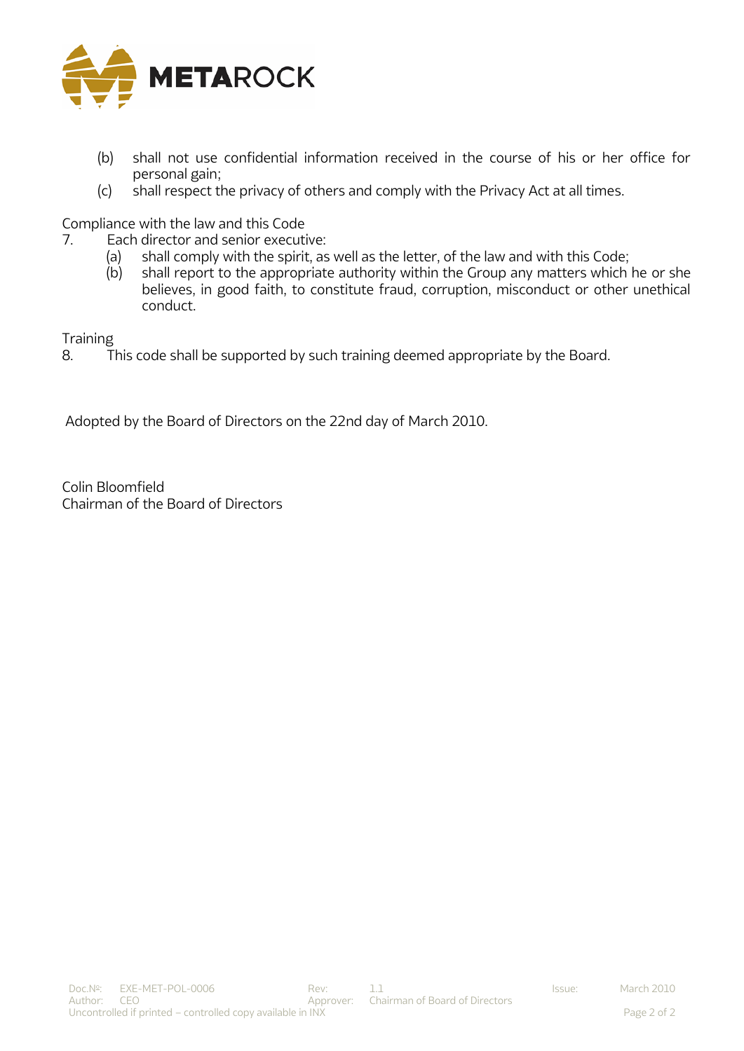(b) shall not use confidential information received in the course of his or her office for personal gain;

(c) shall respect the privacy of others and comply with the Privacy Act at all times.

Compliance with the law and this Code

7. Each director and senior executive:

   (a) shall comply with the spirit, as well as the letter, of the law and with this Code;

   (b) shall report to the appropriate authority within the Group any matters which he or she believes, in good faith, to constitute fraud, corruption, misconduct or other unethical conduct.

Training

8. This code shall be supported by such training deemed appropriate by the Board.

Adopted by the Board of Directors on the 22nd day of March 2010.

Colin Bloomfield
Chairman of the Board of Directors